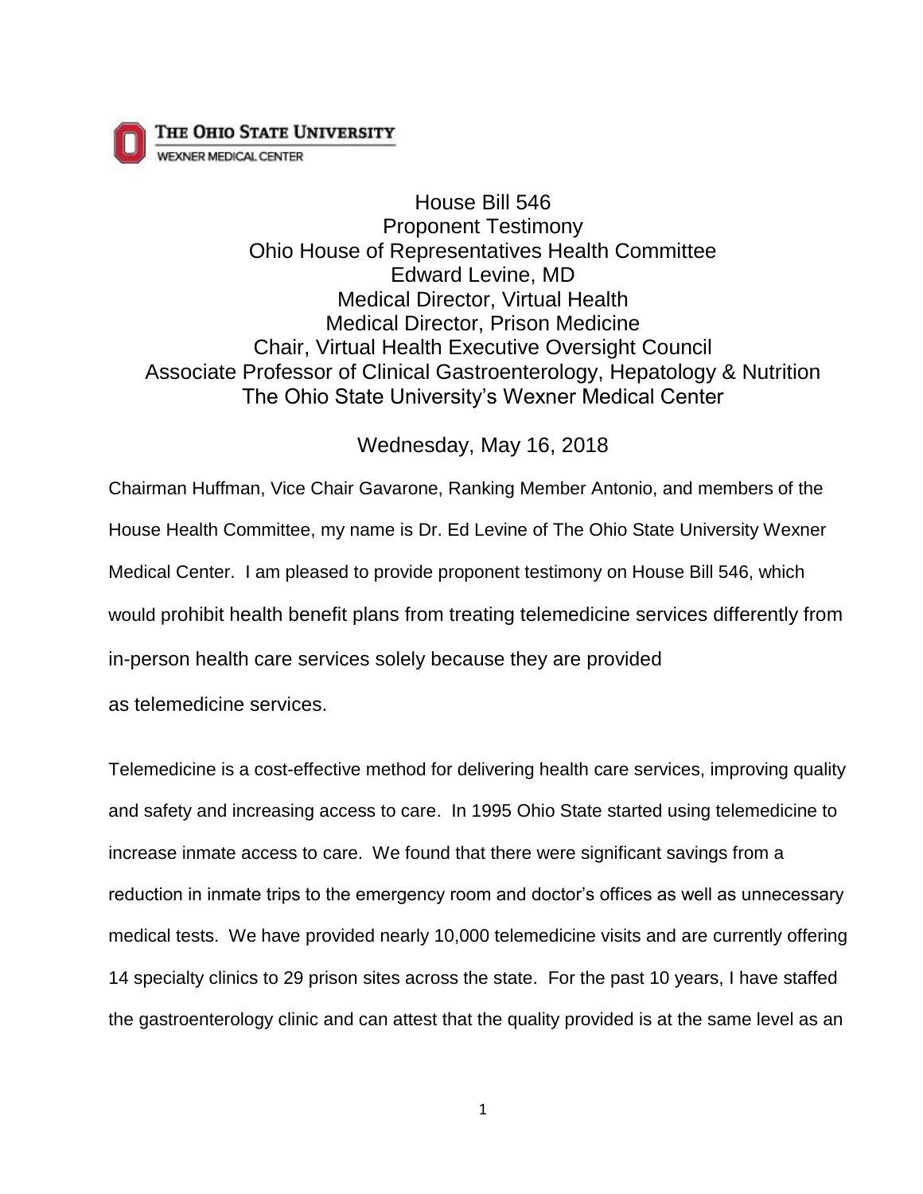THE OHIO STATE UNIVERSITY
WEXNER MEDICAL CENTER

# House Bill 546
## Proponent Testimony
## Ohio House of Representatives Health Committee

Edward Levine, MD
Medical Director, Virtual Health
Medical Director, Prison Medicine
Chair, Virtual Health Executive Oversight Council
Associate Professor of Clinical Gastroenterology, Hepatology & Nutrition
The Ohio State University's Wexner Medical Center

Wednesday, May 16, 2018

Chairman Huffman, Vice Chair Gavarone, Ranking Member Antonio, and members of the House Health Committee, my name is Dr. Ed Levine of The Ohio State University Wexner Medical Center. I am pleased to provide proponent testimony on House Bill 546, which would prohibit health benefit plans from treating telemedicine services differently from in-person health care services solely because they are provided as telemedicine services.

Telemedicine is a cost-effective method for delivering health care services, improving quality and safety and increasing access to care. In 1995 Ohio State started using telemedicine to increase inmate access to care. We found that there were significant savings from a reduction in inmate trips to the emergency room and doctor's offices as well as unnecessary medical tests. We have provided nearly 10,000 telemedicine visits and are currently offering 14 specialty clinics to 29 prison sites across the state. For the past 10 years, I have staffed the gastroenterology clinic and can attest that the quality provided is at the same level as an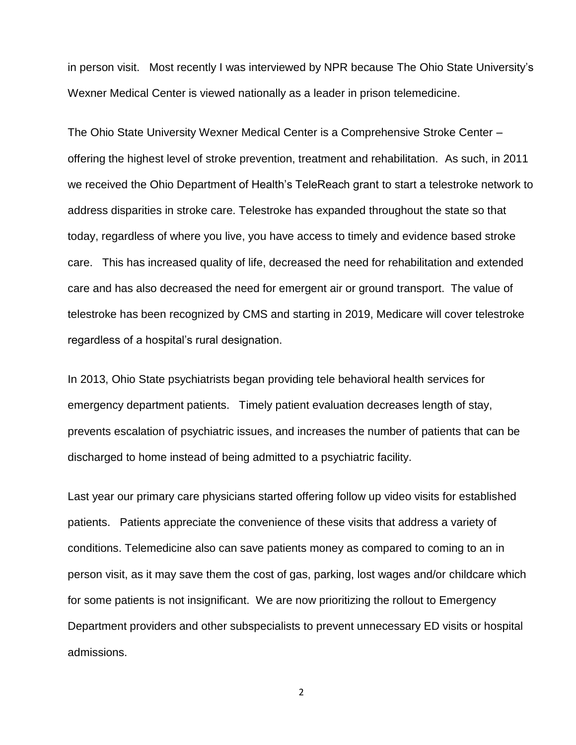in person visit. Most recently I was interviewed by NPR because The Ohio State University's Wexner Medical Center is viewed nationally as a leader in prison telemedicine.

The Ohio State University Wexner Medical Center is a Comprehensive Stroke Center – offering the highest level of stroke prevention, treatment and rehabilitation. As such, in 2011 we received the Ohio Department of Health's TeleReach grant to start a telestroke network to address disparities in stroke care. Telestroke has expanded throughout the state so that today, regardless of where you live, you have access to timely and evidence based stroke care. This has increased quality of life, decreased the need for rehabilitation and extended care and has also decreased the need for emergent air or ground transport. The value of telestroke has been recognized by CMS and starting in 2019, Medicare will cover telestroke regardless of a hospital's rural designation.

In 2013, Ohio State psychiatrists began providing tele behavioral health services for emergency department patients. Timely patient evaluation decreases length of stay, prevents escalation of psychiatric issues, and increases the number of patients that can be discharged to home instead of being admitted to a psychiatric facility.

Last year our primary care physicians started offering follow up video visits for established patients. Patients appreciate the convenience of these visits that address a variety of conditions. Telemedicine also can save patients money as compared to coming to an in person visit, as it may save them the cost of gas, parking, lost wages and/or childcare which for some patients is not insignificant. We are now prioritizing the rollout to Emergency Department providers and other subspecialists to prevent unnecessary ED visits or hospital admissions.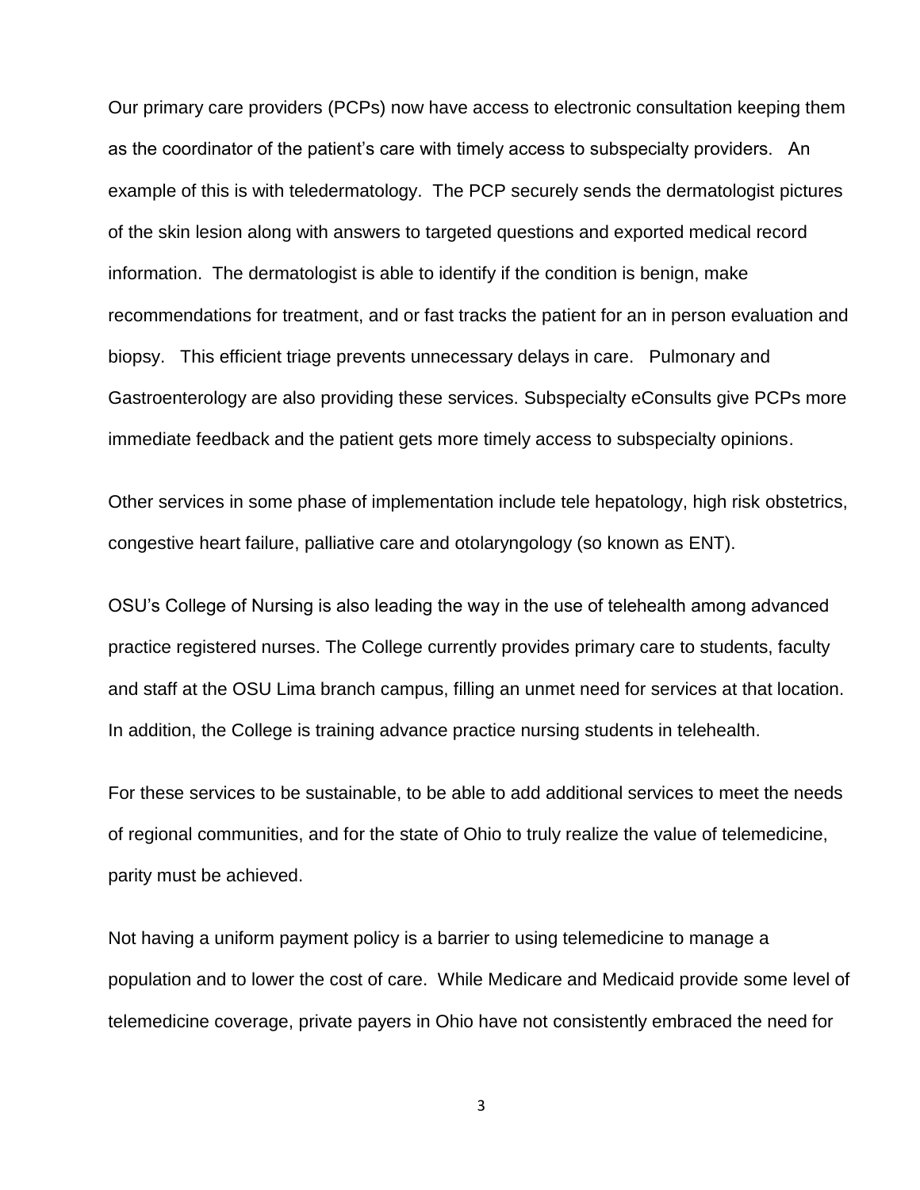Our primary care providers (PCPs) now have access to electronic consultation keeping them as the coordinator of the patient's care with timely access to subspecialty providers. An example of this is with teledermatology. The PCP securely sends the dermatologist pictures of the skin lesion along with answers to targeted questions and exported medical record information. The dermatologist is able to identify if the condition is benign, make recommendations for treatment, and or fast tracks the patient for an in person evaluation and biopsy. This efficient triage prevents unnecessary delays in care. Pulmonary and Gastroenterology are also providing these services. Subspecialty eConsults give PCPs more immediate feedback and the patient gets more timely access to subspecialty opinions.

Other services in some phase of implementation include tele hepatology, high risk obstetrics, congestive heart failure, palliative care and otolaryngology (so known as ENT).

OSU's College of Nursing is also leading the way in the use of telehealth among advanced practice registered nurses. The College currently provides primary care to students, faculty and staff at the OSU Lima branch campus, filling an unmet need for services at that location. In addition, the College is training advance practice nursing students in telehealth.

For these services to be sustainable, to be able to add additional services to meet the needs of regional communities, and for the state of Ohio to truly realize the value of telemedicine, parity must be achieved.

Not having a uniform payment policy is a barrier to using telemedicine to manage a population and to lower the cost of care. While Medicare and Medicaid provide some level of telemedicine coverage, private payers in Ohio have not consistently embraced the need for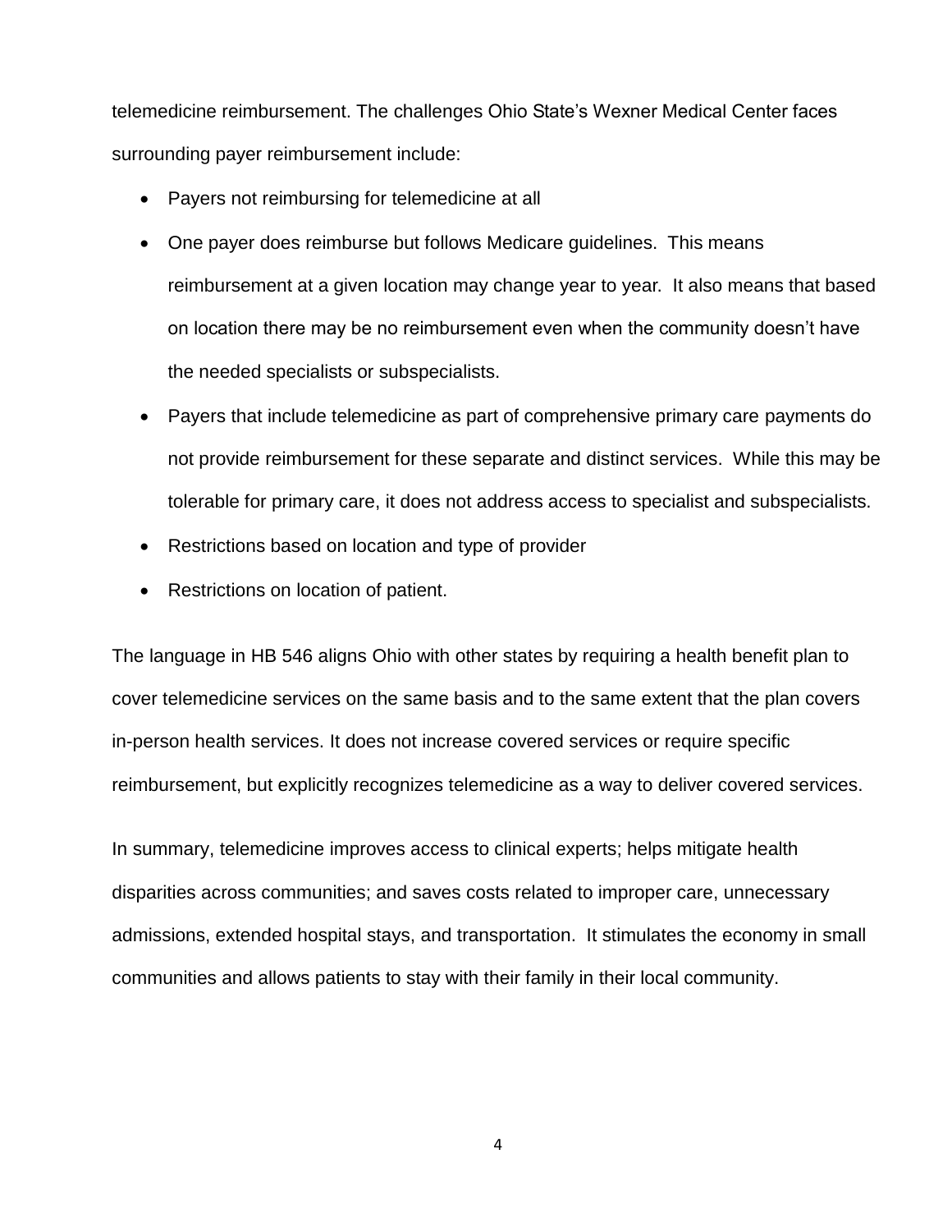telemedicine reimbursement. The challenges Ohio State's Wexner Medical Center faces surrounding payer reimbursement include:

- Payers not reimbursing for telemedicine at all
- One payer does reimburse but follows Medicare guidelines. This means reimbursement at a given location may change year to year. It also means that based on location there may be no reimbursement even when the community doesn't have the needed specialists or subspecialists.
- Payers that include telemedicine as part of comprehensive primary care payments do not provide reimbursement for these separate and distinct services. While this may be tolerable for primary care, it does not address access to specialist and subspecialists.
- Restrictions based on location and type of provider
- Restrictions on location of patient.

The language in HB 546 aligns Ohio with other states by requiring a health benefit plan to cover telemedicine services on the same basis and to the same extent that the plan covers in-person health services. It does not increase covered services or require specific reimbursement, but explicitly recognizes telemedicine as a way to deliver covered services.

In summary, telemedicine improves access to clinical experts; helps mitigate health disparities across communities; and saves costs related to improper care, unnecessary admissions, extended hospital stays, and transportation. It stimulates the economy in small communities and allows patients to stay with their family in their local community.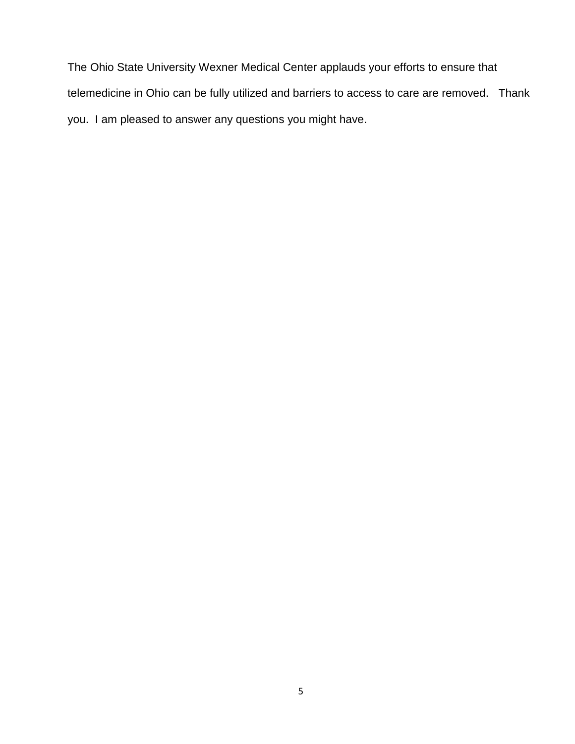The Ohio State University Wexner Medical Center applauds your efforts to ensure that telemedicine in Ohio can be fully utilized and barriers to access to care are removed. Thank you. I am pleased to answer any questions you might have.